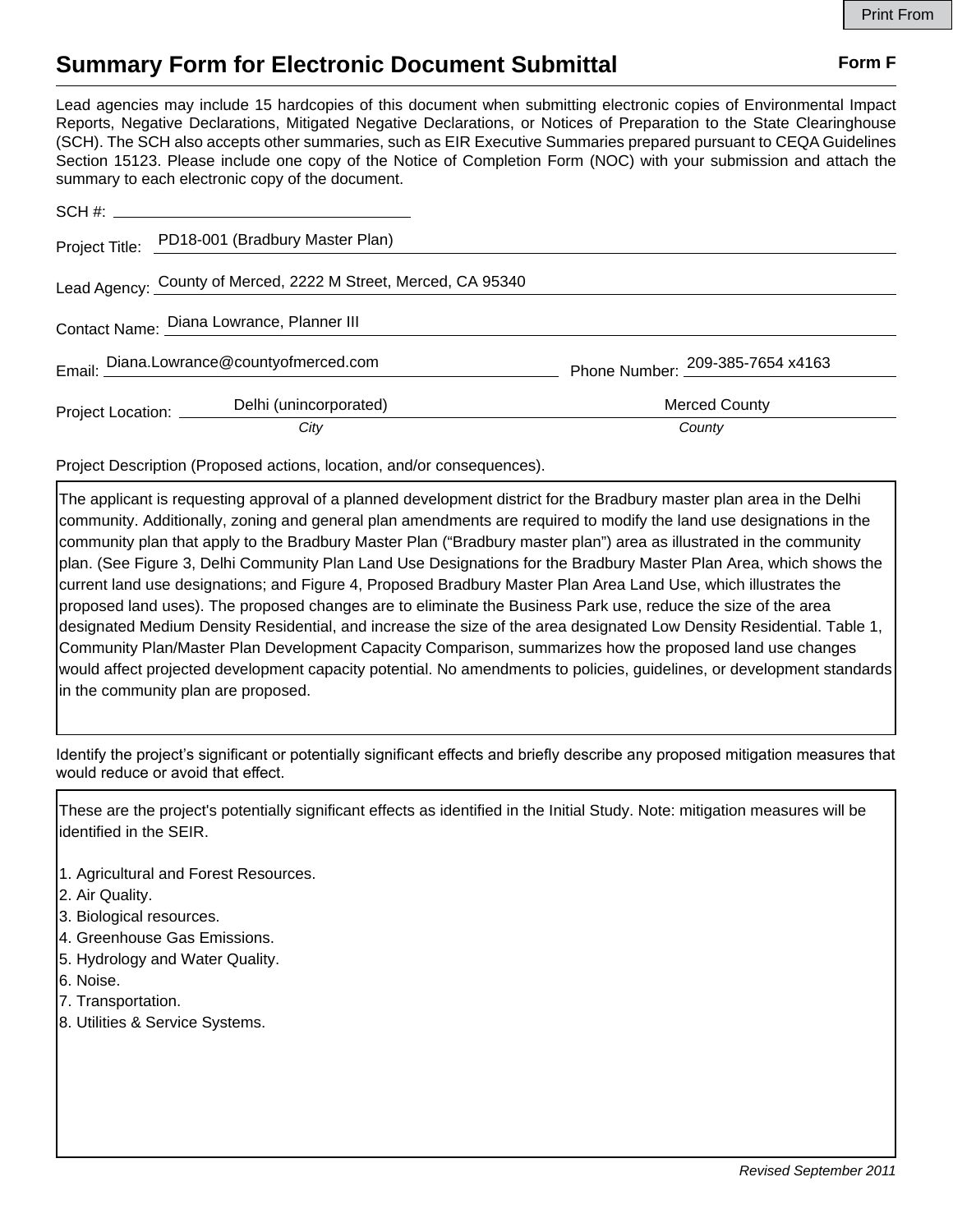Print From

# Summary Form for Electronic Document Submittal

**Form F**

Lead agencies may include 15 hardcopies of this document when submitting electronic copies of Environmental Impact Reports, Negative Declarations, Mitigated Negative Declarations, or Notices of Preparation to the State Clearinghouse (SCH). The SCH also accepts other summaries, such as EIR Executive Summaries prepared pursuant to CEQA Guidelines Section 15123. Please include one copy of the Notice of Completion Form (NOC) with your submission and attach the summary to each electronic copy of the document.

SCH #: ______________________

Project Title: PD18-001 (Bradbury Master Plan)

Lead Agency: County of Merced, 2222 M Street, Merced, CA 95340

Contact Name: Diana Lowrance, Planner III

Email: Diana.Lowrance@countyofmerced.com Phone Number: 209-385-7654 x4163

Project Location: Delhi (unincorporated) *City* Merced County *County*

Project Description (Proposed actions, location, and/or consequences).

The applicant is requesting approval of a planned development district for the Bradbury master plan area in the Delhi community. Additionally, zoning and general plan amendments are required to modify the land use designations in the community plan that apply to the Bradbury Master Plan ("Bradbury master plan") area as illustrated in the community plan. (See Figure 3, Delhi Community Plan Land Use Designations for the Bradbury Master Plan Area, which shows the current land use designations; and Figure 4, Proposed Bradbury Master Plan Area Land Use, which illustrates the proposed land uses). The proposed changes are to eliminate the Business Park use, reduce the size of the area designated Medium Density Residential, and increase the size of the area designated Low Density Residential. Table 1, Community Plan/Master Plan Development Capacity Comparison, summarizes how the proposed land use changes would affect projected development capacity potential. No amendments to policies, guidelines, or development standards in the community plan are proposed.

Identify the project's significant or potentially significant effects and briefly describe any proposed mitigation measures that would reduce or avoid that effect.

These are the project's potentially significant effects as identified in the Initial Study. Note: mitigation measures will be identified in the SEIR.

1. Agricultural and Forest Resources.
2. Air Quality.
3. Biological resources.
4. Greenhouse Gas Emissions.
5. Hydrology and Water Quality.
6. Noise.
7. Transportation.
8. Utilities & Service Systems.

*Revised September 2011*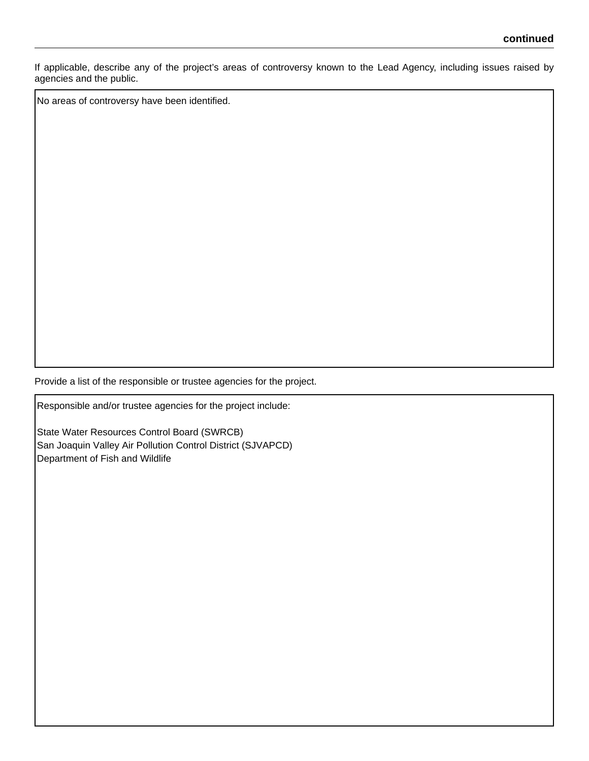**continued**

If applicable, describe any of the project's areas of controversy known to the Lead Agency, including issues raised by agencies and the public.

No areas of controversy have been identified.

Provide a list of the responsible or trustee agencies for the project.

Responsible and/or trustee agencies for the project include:

State Water Resources Control Board (SWRCB)
San Joaquin Valley Air Pollution Control District (SJVAPCD)
Department of Fish and Wildlife